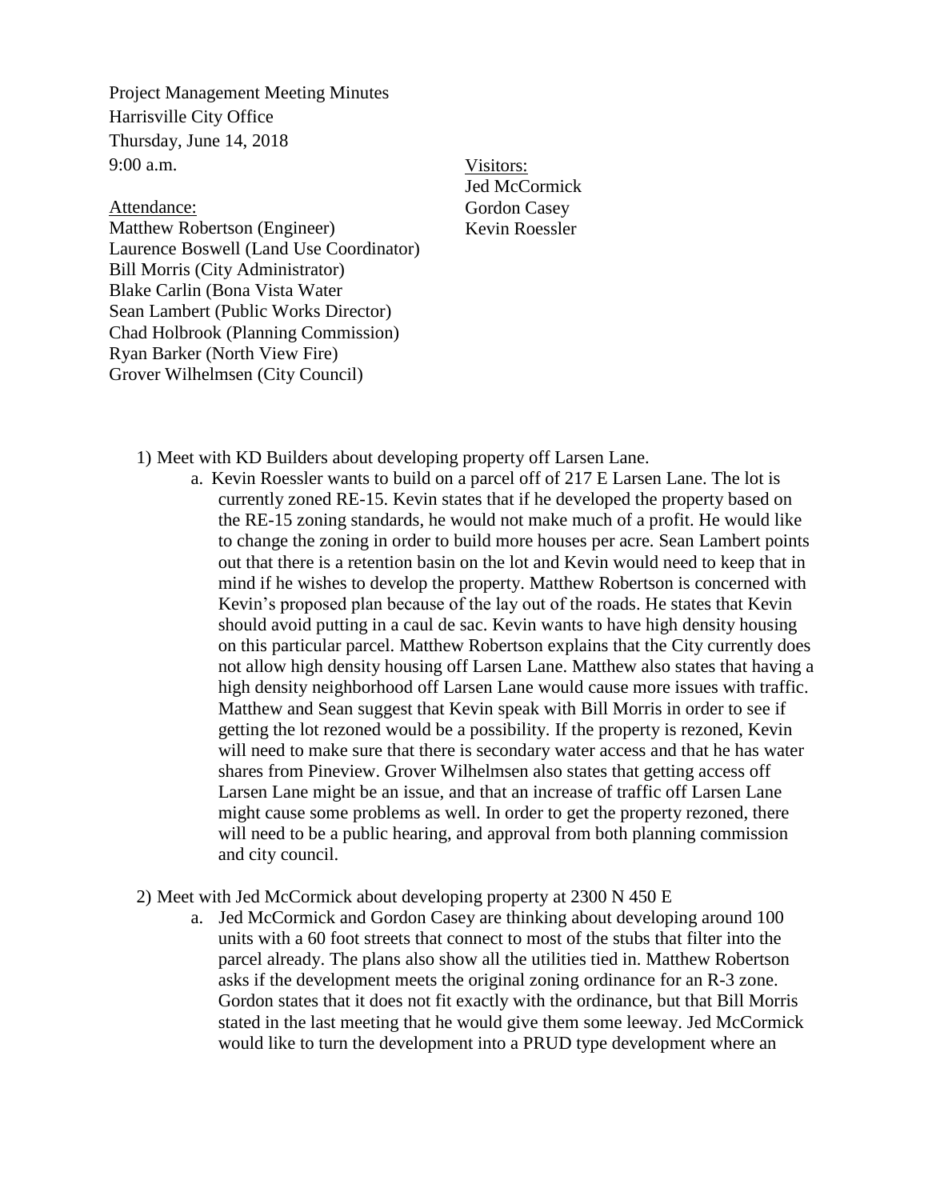Project Management Meeting Minutes
Harrisville City Office
Thursday, June 14, 2018
9:00 a.m.

Attendance:
Matthew Robertson (Engineer)
Laurence Boswell (Land Use Coordinator)
Bill Morris (City Administrator)
Blake Carlin (Bona Vista Water
Sean Lambert (Public Works Director)
Chad Holbrook (Planning Commission)
Ryan Barker (North View Fire)
Grover Wilhelmsen (City Council)

Visitors:
Jed McCormick
Gordon Casey
Kevin Roessler

1) Meet with KD Builders about developing property off Larsen Lane.
   a. Kevin Roessler wants to build on a parcel off of 217 E Larsen Lane. The lot is currently zoned RE-15. Kevin states that if he developed the property based on the RE-15 zoning standards, he would not make much of a profit. He would like to change the zoning in order to build more houses per acre. Sean Lambert points out that there is a retention basin on the lot and Kevin would need to keep that in mind if he wishes to develop the property. Matthew Robertson is concerned with Kevin's proposed plan because of the lay out of the roads. He states that Kevin should avoid putting in a caul de sac. Kevin wants to have high density housing on this particular parcel. Matthew Robertson explains that the City currently does not allow high density housing off Larsen Lane. Matthew also states that having a high density neighborhood off Larsen Lane would cause more issues with traffic. Matthew and Sean suggest that Kevin speak with Bill Morris in order to see if getting the lot rezoned would be a possibility. If the property is rezoned, Kevin will need to make sure that there is secondary water access and that he has water shares from Pineview. Grover Wilhelmsen also states that getting access off Larsen Lane might be an issue, and that an increase of traffic off Larsen Lane might cause some problems as well. In order to get the property rezoned, there will need to be a public hearing, and approval from both planning commission and city council.

2) Meet with Jed McCormick about developing property at 2300 N 450 E
   a. Jed McCormick and Gordon Casey are thinking about developing around 100 units with a 60 foot streets that connect to most of the stubs that filter into the parcel already. The plans also show all the utilities tied in. Matthew Robertson asks if the development meets the original zoning ordinance for an R-3 zone. Gordon states that it does not fit exactly with the ordinance, but that Bill Morris stated in the last meeting that he would give them some leeway. Jed McCormick would like to turn the development into a PRUD type development where an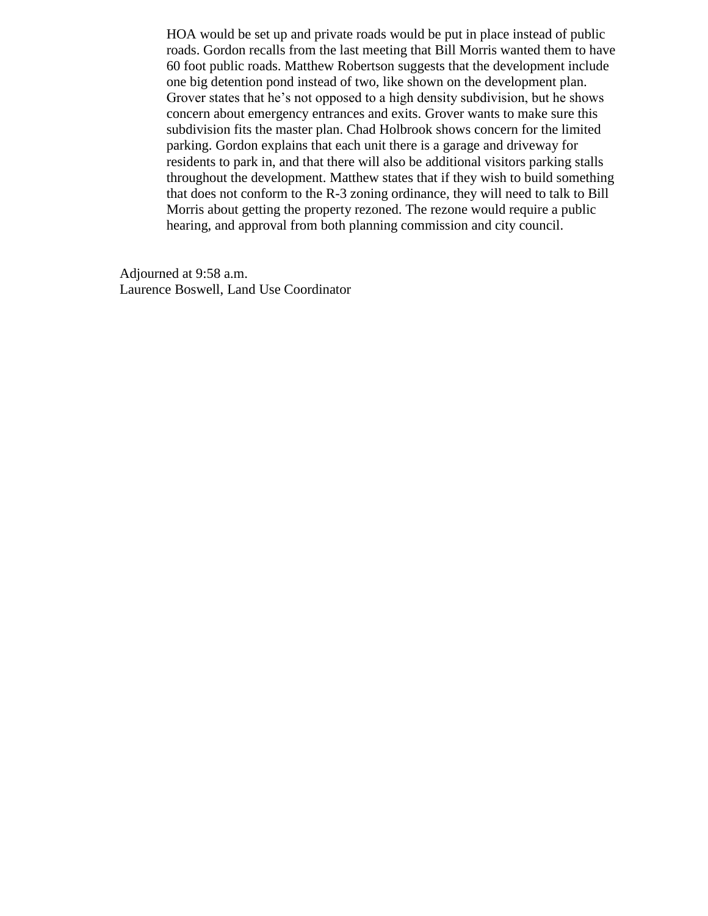HOA would be set up and private roads would be put in place instead of public roads. Gordon recalls from the last meeting that Bill Morris wanted them to have 60 foot public roads. Matthew Robertson suggests that the development include one big detention pond instead of two, like shown on the development plan. Grover states that he's not opposed to a high density subdivision, but he shows concern about emergency entrances and exits. Grover wants to make sure this subdivision fits the master plan. Chad Holbrook shows concern for the limited parking. Gordon explains that each unit there is a garage and driveway for residents to park in, and that there will also be additional visitors parking stalls throughout the development. Matthew states that if they wish to build something that does not conform to the R-3 zoning ordinance, they will need to talk to Bill Morris about getting the property rezoned. The rezone would require a public hearing, and approval from both planning commission and city council.

Adjourned at 9:58 a.m.
Laurence Boswell, Land Use Coordinator